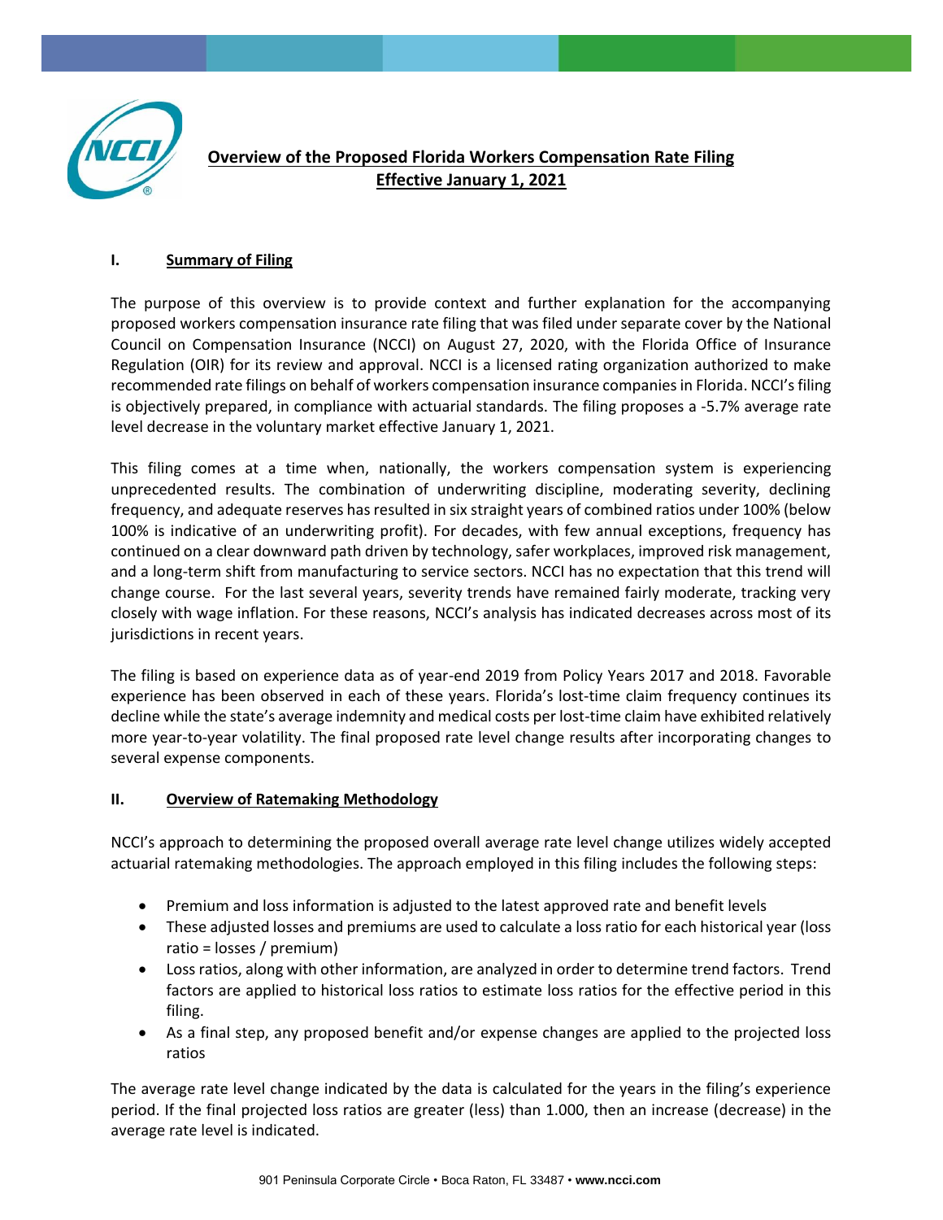# Overview of the Proposed Florida Workers Compensation Rate Filing Effective January 1, 2021

## I. Summary of Filing

The purpose of this overview is to provide context and further explanation for the accompanying proposed workers compensation insurance rate filing that was filed under separate cover by the National Council on Compensation Insurance (NCCI) on August 27, 2020, with the Florida Office of Insurance Regulation (OIR) for its review and approval. NCCI is a licensed rating organization authorized to make recommended rate filings on behalf of workers compensation insurance companies in Florida. NCCI's filing is objectively prepared, in compliance with actuarial standards. The filing proposes a -5.7% average rate level decrease in the voluntary market effective January 1, 2021.

This filing comes at a time when, nationally, the workers compensation system is experiencing unprecedented results. The combination of underwriting discipline, moderating severity, declining frequency, and adequate reserves has resulted in six straight years of combined ratios under 100% (below 100% is indicative of an underwriting profit). For decades, with few annual exceptions, frequency has continued on a clear downward path driven by technology, safer workplaces, improved risk management, and a long-term shift from manufacturing to service sectors. NCCI has no expectation that this trend will change course. For the last several years, severity trends have remained fairly moderate, tracking very closely with wage inflation. For these reasons, NCCI's analysis has indicated decreases across most of its jurisdictions in recent years.

The filing is based on experience data as of year-end 2019 from Policy Years 2017 and 2018. Favorable experience has been observed in each of these years. Florida's lost-time claim frequency continues its decline while the state's average indemnity and medical costs per lost-time claim have exhibited relatively more year-to-year volatility. The final proposed rate level change results after incorporating changes to several expense components.

## II. Overview of Ratemaking Methodology

NCCI's approach to determining the proposed overall average rate level change utilizes widely accepted actuarial ratemaking methodologies. The approach employed in this filing includes the following steps:

- Premium and loss information is adjusted to the latest approved rate and benefit levels
- These adjusted losses and premiums are used to calculate a loss ratio for each historical year (loss ratio = losses / premium)
- Loss ratios, along with other information, are analyzed in order to determine trend factors. Trend factors are applied to historical loss ratios to estimate loss ratios for the effective period in this filing.
- As a final step, any proposed benefit and/or expense changes are applied to the projected loss ratios

The average rate level change indicated by the data is calculated for the years in the filing's experience period. If the final projected loss ratios are greater (less) than 1.000, then an increase (decrease) in the average rate level is indicated.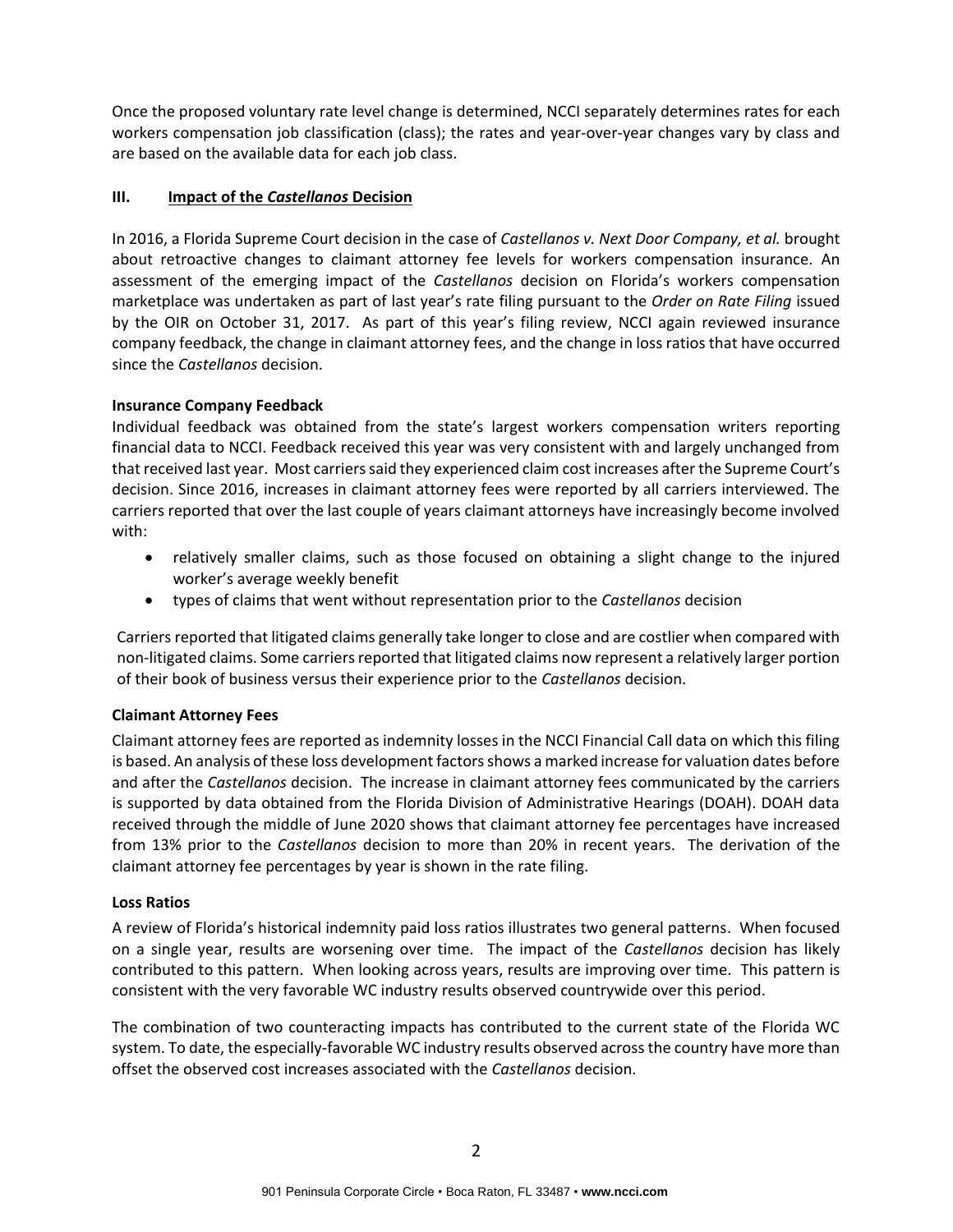Once the proposed voluntary rate level change is determined, NCCI separately determines rates for each workers compensation job classification (class); the rates and year-over-year changes vary by class and are based on the available data for each job class.

## III. Impact of the *Castellanos* Decision

In 2016, a Florida Supreme Court decision in the case of *Castellanos v. Next Door Company, et al.* brought about retroactive changes to claimant attorney fee levels for workers compensation insurance. An assessment of the emerging impact of the *Castellanos* decision on Florida's workers compensation marketplace was undertaken as part of last year's rate filing pursuant to the *Order on Rate Filing* issued by the OIR on October 31, 2017. As part of this year's filing review, NCCI again reviewed insurance company feedback, the change in claimant attorney fees, and the change in loss ratios that have occurred since the *Castellanos* decision.

**Insurance Company Feedback**

Individual feedback was obtained from the state's largest workers compensation writers reporting financial data to NCCI. Feedback received this year was very consistent with and largely unchanged from that received last year. Most carriers said they experienced claim cost increases after the Supreme Court's decision. Since 2016, increases in claimant attorney fees were reported by all carriers interviewed. The carriers reported that over the last couple of years claimant attorneys have increasingly become involved with:

- relatively smaller claims, such as those focused on obtaining a slight change to the injured worker's average weekly benefit
- types of claims that went without representation prior to the *Castellanos* decision

Carriers reported that litigated claims generally take longer to close and are costlier when compared with non-litigated claims. Some carriers reported that litigated claims now represent a relatively larger portion of their book of business versus their experience prior to the *Castellanos* decision.

**Claimant Attorney Fees**

Claimant attorney fees are reported as indemnity losses in the NCCI Financial Call data on which this filing is based. An analysis of these loss development factors shows a marked increase for valuation dates before and after the *Castellanos* decision. The increase in claimant attorney fees communicated by the carriers is supported by data obtained from the Florida Division of Administrative Hearings (DOAH). DOAH data received through the middle of June 2020 shows that claimant attorney fee percentages have increased from 13% prior to the *Castellanos* decision to more than 20% in recent years. The derivation of the claimant attorney fee percentages by year is shown in the rate filing.

**Loss Ratios**

A review of Florida's historical indemnity paid loss ratios illustrates two general patterns. When focused on a single year, results are worsening over time. The impact of the *Castellanos* decision has likely contributed to this pattern. When looking across years, results are improving over time. This pattern is consistent with the very favorable WC industry results observed countrywide over this period.

The combination of two counteracting impacts has contributed to the current state of the Florida WC system. To date, the especially-favorable WC industry results observed across the country have more than offset the observed cost increases associated with the *Castellanos* decision.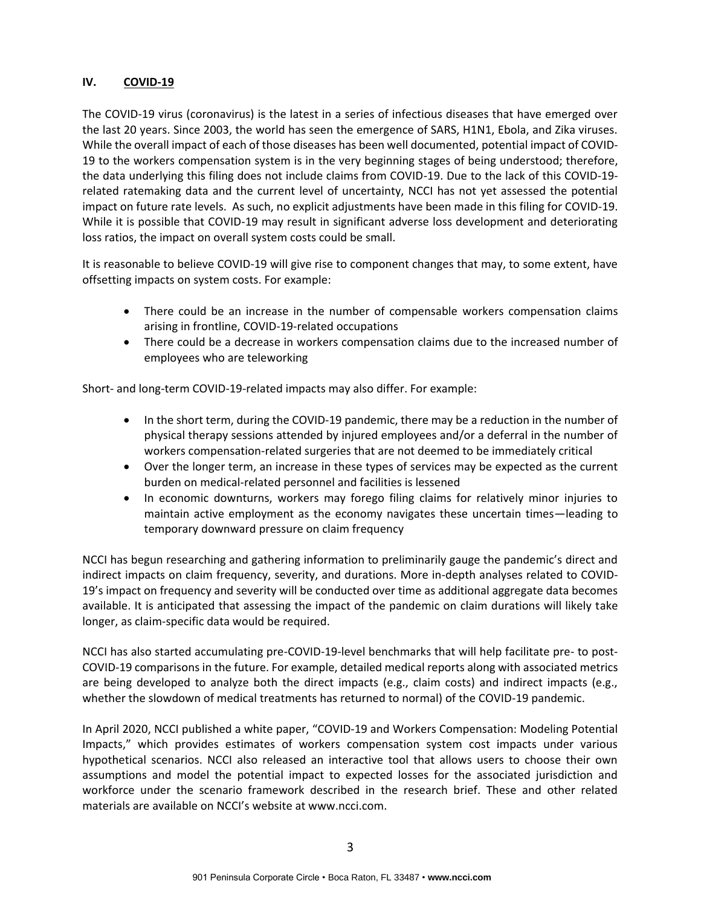## IV. COVID-19

The COVID-19 virus (coronavirus) is the latest in a series of infectious diseases that have emerged over the last 20 years. Since 2003, the world has seen the emergence of SARS, H1N1, Ebola, and Zika viruses. While the overall impact of each of those diseases has been well documented, potential impact of COVID-19 to the workers compensation system is in the very beginning stages of being understood; therefore, the data underlying this filing does not include claims from COVID-19. Due to the lack of this COVID-19-related ratemaking data and the current level of uncertainty, NCCI has not yet assessed the potential impact on future rate levels. As such, no explicit adjustments have been made in this filing for COVID-19. While it is possible that COVID-19 may result in significant adverse loss development and deteriorating loss ratios, the impact on overall system costs could be small.

It is reasonable to believe COVID-19 will give rise to component changes that may, to some extent, have offsetting impacts on system costs. For example:

- There could be an increase in the number of compensable workers compensation claims arising in frontline, COVID-19-related occupations
- There could be a decrease in workers compensation claims due to the increased number of employees who are teleworking

Short- and long-term COVID-19-related impacts may also differ. For example:

- In the short term, during the COVID-19 pandemic, there may be a reduction in the number of physical therapy sessions attended by injured employees and/or a deferral in the number of workers compensation-related surgeries that are not deemed to be immediately critical
- Over the longer term, an increase in these types of services may be expected as the current burden on medical-related personnel and facilities is lessened
- In economic downturns, workers may forego filing claims for relatively minor injuries to maintain active employment as the economy navigates these uncertain times—leading to temporary downward pressure on claim frequency

NCCI has begun researching and gathering information to preliminarily gauge the pandemic's direct and indirect impacts on claim frequency, severity, and durations. More in-depth analyses related to COVID-19's impact on frequency and severity will be conducted over time as additional aggregate data becomes available. It is anticipated that assessing the impact of the pandemic on claim durations will likely take longer, as claim-specific data would be required.

NCCI has also started accumulating pre-COVID-19-level benchmarks that will help facilitate pre- to post-COVID-19 comparisons in the future. For example, detailed medical reports along with associated metrics are being developed to analyze both the direct impacts (e.g., claim costs) and indirect impacts (e.g., whether the slowdown of medical treatments has returned to normal) of the COVID-19 pandemic.

In April 2020, NCCI published a white paper, "COVID-19 and Workers Compensation: Modeling Potential Impacts," which provides estimates of workers compensation system cost impacts under various hypothetical scenarios. NCCI also released an interactive tool that allows users to choose their own assumptions and model the potential impact to expected losses for the associated jurisdiction and workforce under the scenario framework described in the research brief. These and other related materials are available on NCCI's website at www.ncci.com.